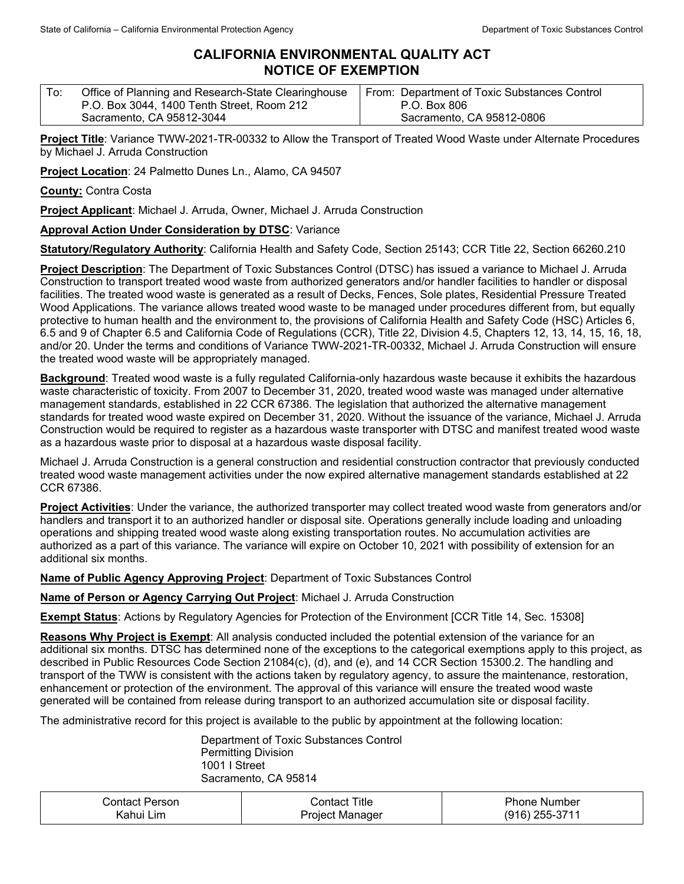State of California – California Environmental Protection Agency | Department of Toxic Substances Control

# CALIFORNIA ENVIRONMENTAL QUALITY ACT
# NOTICE OF EXEMPTION

| To: Office of Planning and Research-State Clearinghouse<br>P.O. Box 3044, 1400 Tenth Street, Room 212<br>Sacramento, CA 95812-3044 | From: Department of Toxic Substances Control<br>P.O. Box 806<br>Sacramento, CA 95812-0806 |
|---|---|

**Project Title**: Variance TWW-2021-TR-00332 to Allow the Transport of Treated Wood Waste under Alternate Procedures by Michael J. Arruda Construction

**Project Location**: 24 Palmetto Dunes Ln., Alamo, CA 94507

**County:** Contra Costa

**Project Applicant**: Michael J. Arruda, Owner, Michael J. Arruda Construction

**Approval Action Under Consideration by DTSC**: Variance

**Statutory/Regulatory Authority**: California Health and Safety Code, Section 25143; CCR Title 22, Section 66260.210

**Project Description**: The Department of Toxic Substances Control (DTSC) has issued a variance to Michael J. Arruda Construction to transport treated wood waste from authorized generators and/or handler facilities to handler or disposal facilities. The treated wood waste is generated as a result of Decks, Fences, Sole plates, Residential Pressure Treated Wood Applications. The variance allows treated wood waste to be managed under procedures different from, but equally protective to human health and the environment to, the provisions of California Health and Safety Code (HSC) Articles 6, 6.5 and 9 of Chapter 6.5 and California Code of Regulations (CCR), Title 22, Division 4.5, Chapters 12, 13, 14, 15, 16, 18, and/or 20. Under the terms and conditions of Variance TWW-2021-TR-00332, Michael J. Arruda Construction will ensure the treated wood waste will be appropriately managed.

**Background**: Treated wood waste is a fully regulated California-only hazardous waste because it exhibits the hazardous waste characteristic of toxicity. From 2007 to December 31, 2020, treated wood waste was managed under alternative management standards, established in 22 CCR 67386. The legislation that authorized the alternative management standards for treated wood waste expired on December 31, 2020. Without the issuance of the variance, Michael J. Arruda Construction would be required to register as a hazardous waste transporter with DTSC and manifest treated wood waste as a hazardous waste prior to disposal at a hazardous waste disposal facility.

Michael J. Arruda Construction is a general construction and residential construction contractor that previously conducted treated wood waste management activities under the now expired alternative management standards established at 22 CCR 67386.

**Project Activities**: Under the variance, the authorized transporter may collect treated wood waste from generators and/or handlers and transport it to an authorized handler or disposal site. Operations generally include loading and unloading operations and shipping treated wood waste along existing transportation routes. No accumulation activities are authorized as a part of this variance. The variance will expire on October 10, 2021 with possibility of extension for an additional six months.

**Name of Public Agency Approving Project**: Department of Toxic Substances Control

**Name of Person or Agency Carrying Out Project**: Michael J. Arruda Construction

**Exempt Status**: Actions by Regulatory Agencies for Protection of the Environment [CCR Title 14, Sec. 15308]

**Reasons Why Project is Exempt**: All analysis conducted included the potential extension of the variance for an additional six months. DTSC has determined none of the exceptions to the categorical exemptions apply to this project, as described in Public Resources Code Section 21084(c), (d), and (e), and 14 CCR Section 15300.2. The handling and transport of the TWW is consistent with the actions taken by regulatory agency, to assure the maintenance, restoration, enhancement or protection of the environment. The approval of this variance will ensure the treated wood waste generated will be contained from release during transport to an authorized accumulation site or disposal facility.

The administrative record for this project is available to the public by appointment at the following location:

Department of Toxic Substances Control
Permitting Division
1001 I Street
Sacramento, CA 95814

| Contact Person | Contact Title | Phone Number |
|---|---|---|
| Kahui Lim | Project Manager | (916) 255-3711 |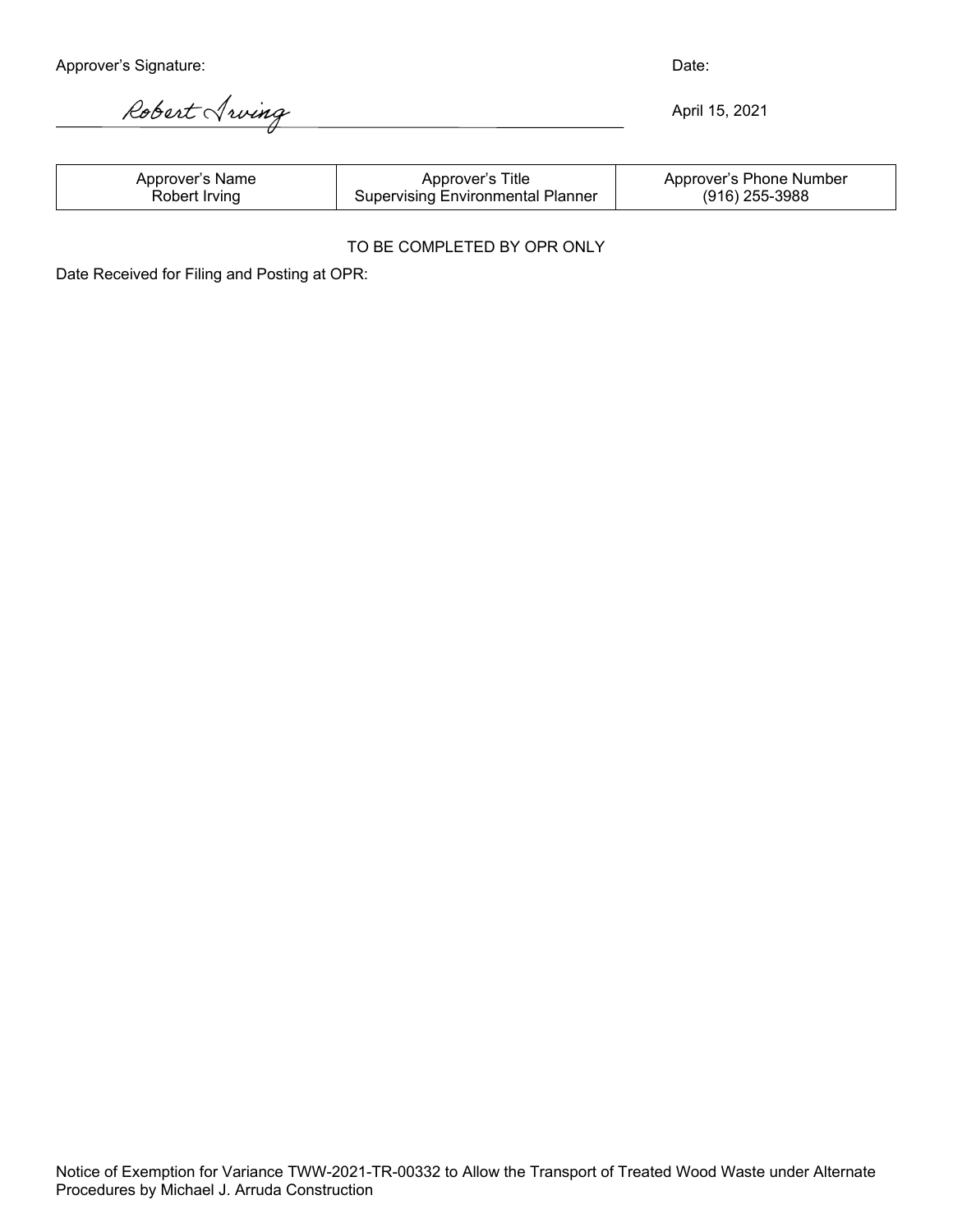Approver's Signature: Date:

Robert Irving April 15, 2021

| Approver's Name | Approver's Title | Approver's Phone Number |
|---|---|---|
| Robert Irving | Supervising Environmental Planner | (916) 255-3988 |

TO BE COMPLETED BY OPR ONLY

Date Received for Filing and Posting at OPR: